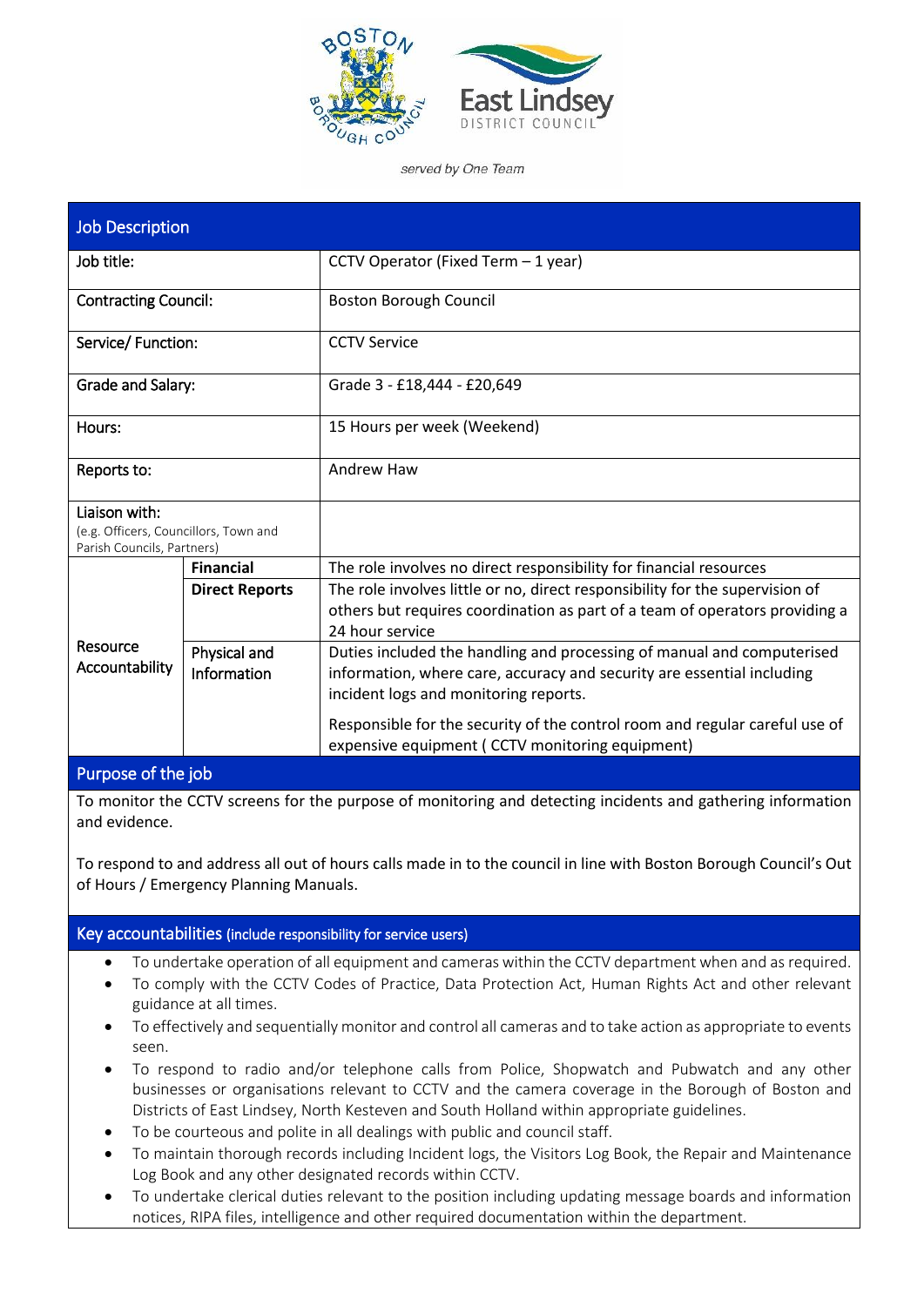served by One Team

## Job Description

| Job Description | | |
|---|---|---|
| Job title: | | CCTV Operator (Fixed Term – 1 year) |
| Contracting Council: | | Boston Borough Council |
| Service/ Function: | | CCTV Service |
| Grade and Salary: | | Grade 3 - £18,444 - £20,649 |
| Hours: | | 15 Hours per week (Weekend) |
| Reports to: | | Andrew Haw |
| Liaison with: (e.g. Officers, Councillors, Town and Parish Councils, Partners) | | |
| Resource Accountability | **Financial** | The role involves no direct responsibility for financial resources |
| | **Direct Reports** | The role involves little or no, direct responsibility for the supervision of others but requires coordination as part of a team of operators providing a 24 hour service |
| | **Physical and Information** | Duties included the handling and processing of manual and computerised information, where care, accuracy and security are essential including incident logs and monitoring reports. Responsible for the security of the control room and regular careful use of expensive equipment ( CCTV monitoring equipment) |

## Purpose of the job

To monitor the CCTV screens for the purpose of monitoring and detecting incidents and gathering information and evidence.

To respond to and address all out of hours calls made in to the council in line with Boston Borough Council's Out of Hours / Emergency Planning Manuals.

## Key accountabilities (include responsibility for service users)

- To undertake operation of all equipment and cameras within the CCTV department when and as required.
- To comply with the CCTV Codes of Practice, Data Protection Act, Human Rights Act and other relevant guidance at all times.
- To effectively and sequentially monitor and control all cameras and to take action as appropriate to events seen.
- To respond to radio and/or telephone calls from Police, Shopwatch and Pubwatch and any other businesses or organisations relevant to CCTV and the camera coverage in the Borough of Boston and Districts of East Lindsey, North Kesteven and South Holland within appropriate guidelines.
- To be courteous and polite in all dealings with public and council staff.
- To maintain thorough records including Incident logs, the Visitors Log Book, the Repair and Maintenance Log Book and any other designated records within CCTV.
- To undertake clerical duties relevant to the position including updating message boards and information notices, RIPA files, intelligence and other required documentation within the department.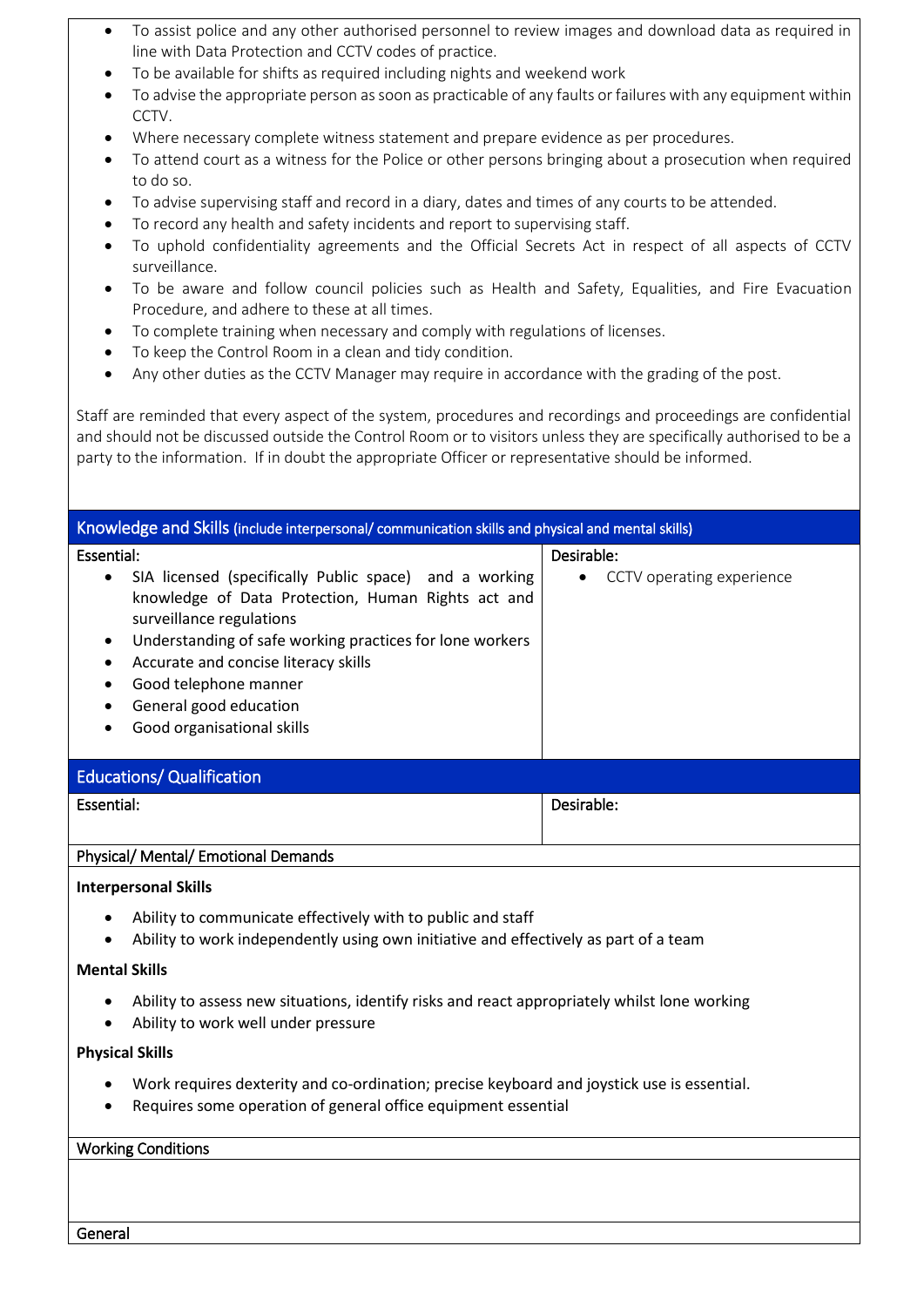- To assist police and any other authorised personnel to review images and download data as required in line with Data Protection and CCTV codes of practice.
- To be available for shifts as required including nights and weekend work
- To advise the appropriate person as soon as practicable of any faults or failures with any equipment within CCTV.
- Where necessary complete witness statement and prepare evidence as per procedures.
- To attend court as a witness for the Police or other persons bringing about a prosecution when required to do so.
- To advise supervising staff and record in a diary, dates and times of any courts to be attended.
- To record any health and safety incidents and report to supervising staff.
- To uphold confidentiality agreements and the Official Secrets Act in respect of all aspects of CCTV surveillance.
- To be aware and follow council policies such as Health and Safety, Equalities, and Fire Evacuation Procedure, and adhere to these at all times.
- To complete training when necessary and comply with regulations of licenses.
- To keep the Control Room in a clean and tidy condition.
- Any other duties as the CCTV Manager may require in accordance with the grading of the post.

Staff are reminded that every aspect of the system, procedures and recordings and proceedings are confidential and should not be discussed outside the Control Room or to visitors unless they are specifically authorised to be a party to the information. If in doubt the appropriate Officer or representative should be informed.

## Knowledge and Skills (include interpersonal/ communication skills and physical and mental skills)

| Essential: | Desirable: |
|---|---|
| • SIA licensed (specifically Public space) and a working knowledge of Data Protection, Human Rights act and surveillance regulations<br>• Understanding of safe working practices for lone workers<br>• Accurate and concise literacy skills<br>• Good telephone manner<br>• General good education<br>• Good organisational skills | • CCTV operating experience |

## Educations/ Qualification

| Essential: | Desirable: |
|---|---|
| | |

### Physical/ Mental/ Emotional Demands

**Interpersonal Skills**

- Ability to communicate effectively with to public and staff
- Ability to work independently using own initiative and effectively as part of a team

**Mental Skills**

- Ability to assess new situations, identify risks and react appropriately whilst lone working
- Ability to work well under pressure

**Physical Skills**

- Work requires dexterity and co-ordination; precise keyboard and joystick use is essential.
- Requires some operation of general office equipment essential

### Working Conditions

### General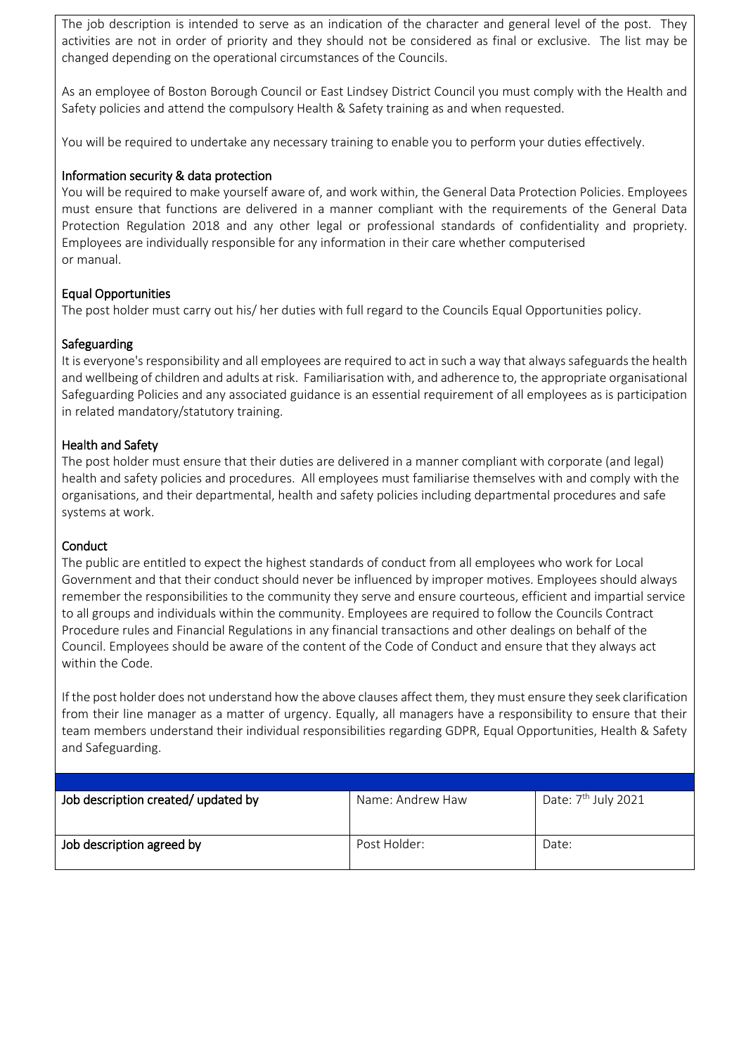The job description is intended to serve as an indication of the character and general level of the post. They activities are not in order of priority and they should not be considered as final or exclusive. The list may be changed depending on the operational circumstances of the Councils.

As an employee of Boston Borough Council or East Lindsey District Council you must comply with the Health and Safety policies and attend the compulsory Health & Safety training as and when requested.

You will be required to undertake any necessary training to enable you to perform your duties effectively.

### Information security & data protection

You will be required to make yourself aware of, and work within, the General Data Protection Policies. Employees must ensure that functions are delivered in a manner compliant with the requirements of the General Data Protection Regulation 2018 and any other legal or professional standards of confidentiality and propriety. Employees are individually responsible for any information in their care whether computerised or manual.

### Equal Opportunities

The post holder must carry out his/ her duties with full regard to the Councils Equal Opportunities policy.

### Safeguarding

It is everyone's responsibility and all employees are required to act in such a way that always safeguards the health and wellbeing of children and adults at risk. Familiarisation with, and adherence to, the appropriate organisational Safeguarding Policies and any associated guidance is an essential requirement of all employees as is participation in related mandatory/statutory training.

### Health and Safety

The post holder must ensure that their duties are delivered in a manner compliant with corporate (and legal) health and safety policies and procedures. All employees must familiarise themselves with and comply with the organisations, and their departmental, health and safety policies including departmental procedures and safe systems at work.

### Conduct

The public are entitled to expect the highest standards of conduct from all employees who work for Local Government and that their conduct should never be influenced by improper motives. Employees should always remember the responsibilities to the community they serve and ensure courteous, efficient and impartial service to all groups and individuals within the community. Employees are required to follow the Councils Contract Procedure rules and Financial Regulations in any financial transactions and other dealings on behalf of the Council. Employees should be aware of the content of the Code of Conduct and ensure that they always act within the Code.

If the post holder does not understand how the above clauses affect them, they must ensure they seek clarification from their line manager as a matter of urgency. Equally, all managers have a responsibility to ensure that their team members understand their individual responsibilities regarding GDPR, Equal Opportunities, Health & Safety and Safeguarding.

| | | |
|---|---|---|
| Job description created/ updated by | Name: Andrew Haw | Date: 7th July 2021 |
| Job description agreed by | Post Holder: | Date: |